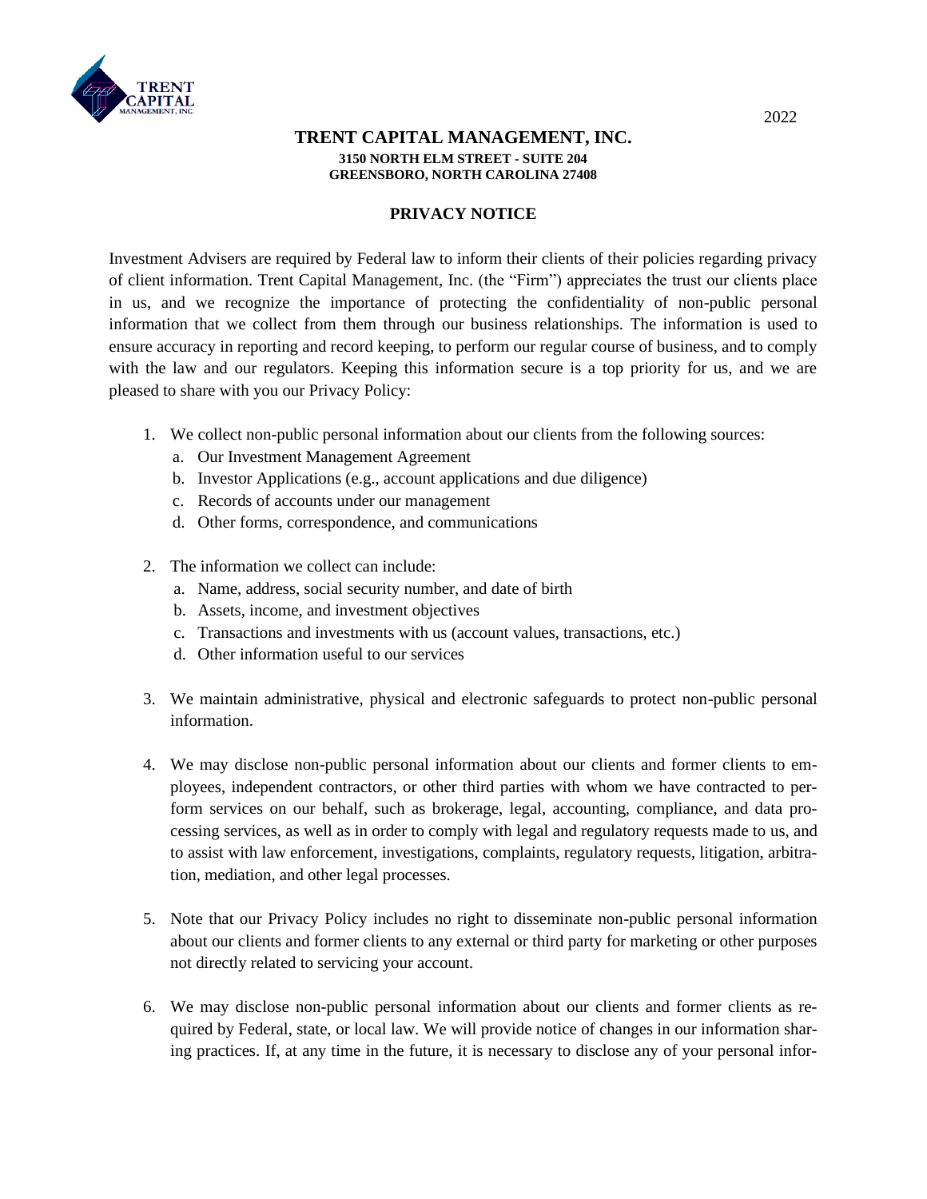2022

# TRENT CAPITAL MANAGEMENT, INC.

**3150 NORTH ELM STREET - SUITE 204**
**GREENSBORO, NORTH CAROLINA 27408**

## PRIVACY NOTICE

Investment Advisers are required by Federal law to inform their clients of their policies regarding privacy of client information. Trent Capital Management, Inc. (the "Firm") appreciates the trust our clients place in us, and we recognize the importance of protecting the confidentiality of non-public personal information that we collect from them through our business relationships. The information is used to ensure accuracy in reporting and record keeping, to perform our regular course of business, and to comply with the law and our regulators. Keeping this information secure is a top priority for us, and we are pleased to share with you our Privacy Policy:

1. We collect non-public personal information about our clients from the following sources:
   a. Our Investment Management Agreement
   b. Investor Applications (e.g., account applications and due diligence)
   c. Records of accounts under our management
   d. Other forms, correspondence, and communications

2. The information we collect can include:
   a. Name, address, social security number, and date of birth
   b. Assets, income, and investment objectives
   c. Transactions and investments with us (account values, transactions, etc.)
   d. Other information useful to our services

3. We maintain administrative, physical and electronic safeguards to protect non-public personal information.

4. We may disclose non-public personal information about our clients and former clients to employees, independent contractors, or other third parties with whom we have contracted to perform services on our behalf, such as brokerage, legal, accounting, compliance, and data processing services, as well as in order to comply with legal and regulatory requests made to us, and to assist with law enforcement, investigations, complaints, regulatory requests, litigation, arbitration, mediation, and other legal processes.

5. Note that our Privacy Policy includes no right to disseminate non-public personal information about our clients and former clients to any external or third party for marketing or other purposes not directly related to servicing your account.

6. We may disclose non-public personal information about our clients and former clients as required by Federal, state, or local law. We will provide notice of changes in our information sharing practices. If, at any time in the future, it is necessary to disclose any of your personal infor-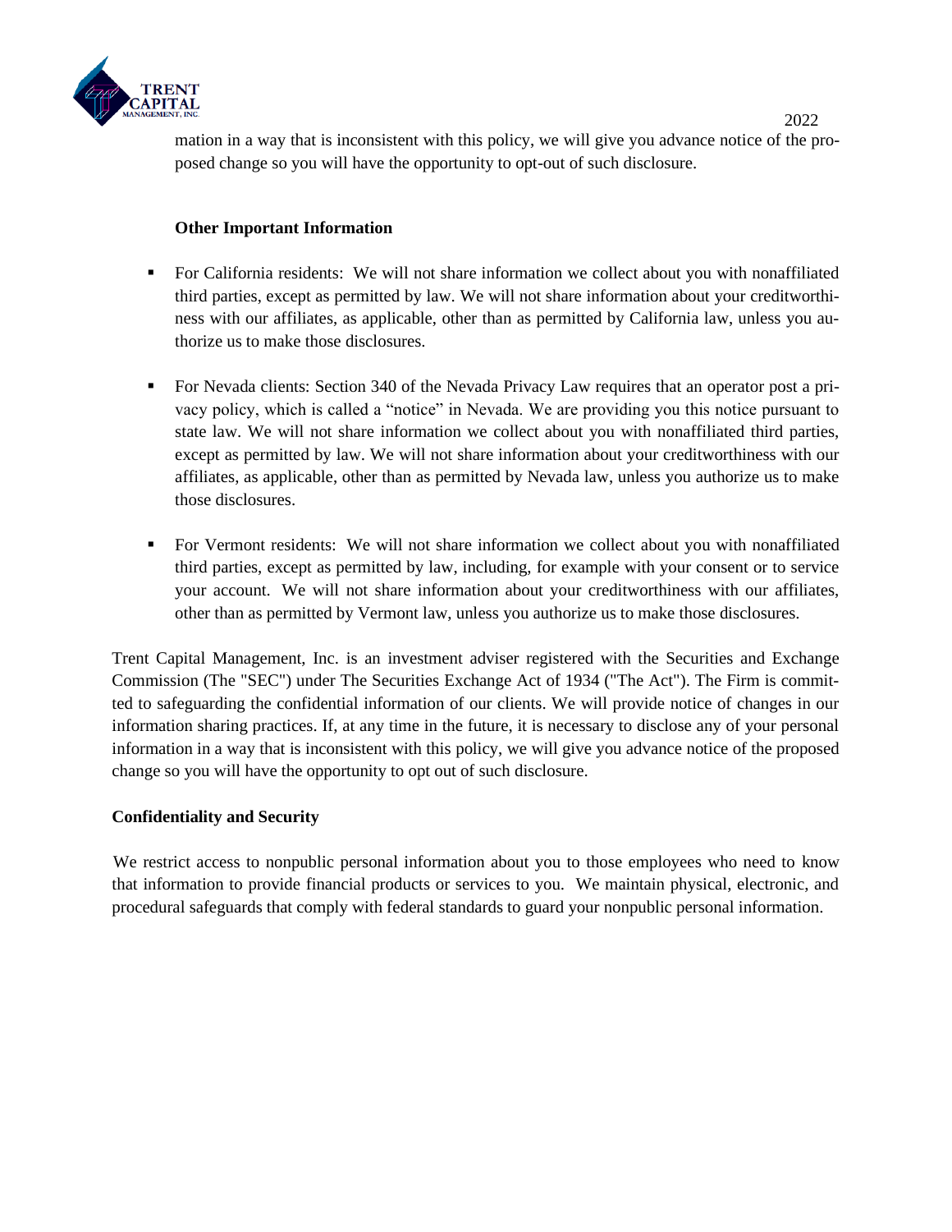mation in a way that is inconsistent with this policy, we will give you advance notice of the proposed change so you will have the opportunity to opt-out of such disclosure.

**Other Important Information**

- For California residents: We will not share information we collect about you with nonaffiliated third parties, except as permitted by law. We will not share information about your creditworthiness with our affiliates, as applicable, other than as permitted by California law, unless you authorize us to make those disclosures.
- For Nevada clients: Section 340 of the Nevada Privacy Law requires that an operator post a privacy policy, which is called a "notice" in Nevada. We are providing you this notice pursuant to state law. We will not share information we collect about you with nonaffiliated third parties, except as permitted by law. We will not share information about your creditworthiness with our affiliates, as applicable, other than as permitted by Nevada law, unless you authorize us to make those disclosures.
- For Vermont residents: We will not share information we collect about you with nonaffiliated third parties, except as permitted by law, including, for example with your consent or to service your account. We will not share information about your creditworthiness with our affiliates, other than as permitted by Vermont law, unless you authorize us to make those disclosures.

Trent Capital Management, Inc. is an investment adviser registered with the Securities and Exchange Commission (The "SEC") under The Securities Exchange Act of 1934 ("The Act"). The Firm is committed to safeguarding the confidential information of our clients. We will provide notice of changes in our information sharing practices. If, at any time in the future, it is necessary to disclose any of your personal information in a way that is inconsistent with this policy, we will give you advance notice of the proposed change so you will have the opportunity to opt out of such disclosure.

**Confidentiality and Security**

We restrict access to nonpublic personal information about you to those employees who need to know that information to provide financial products or services to you. We maintain physical, electronic, and procedural safeguards that comply with federal standards to guard your nonpublic personal information.